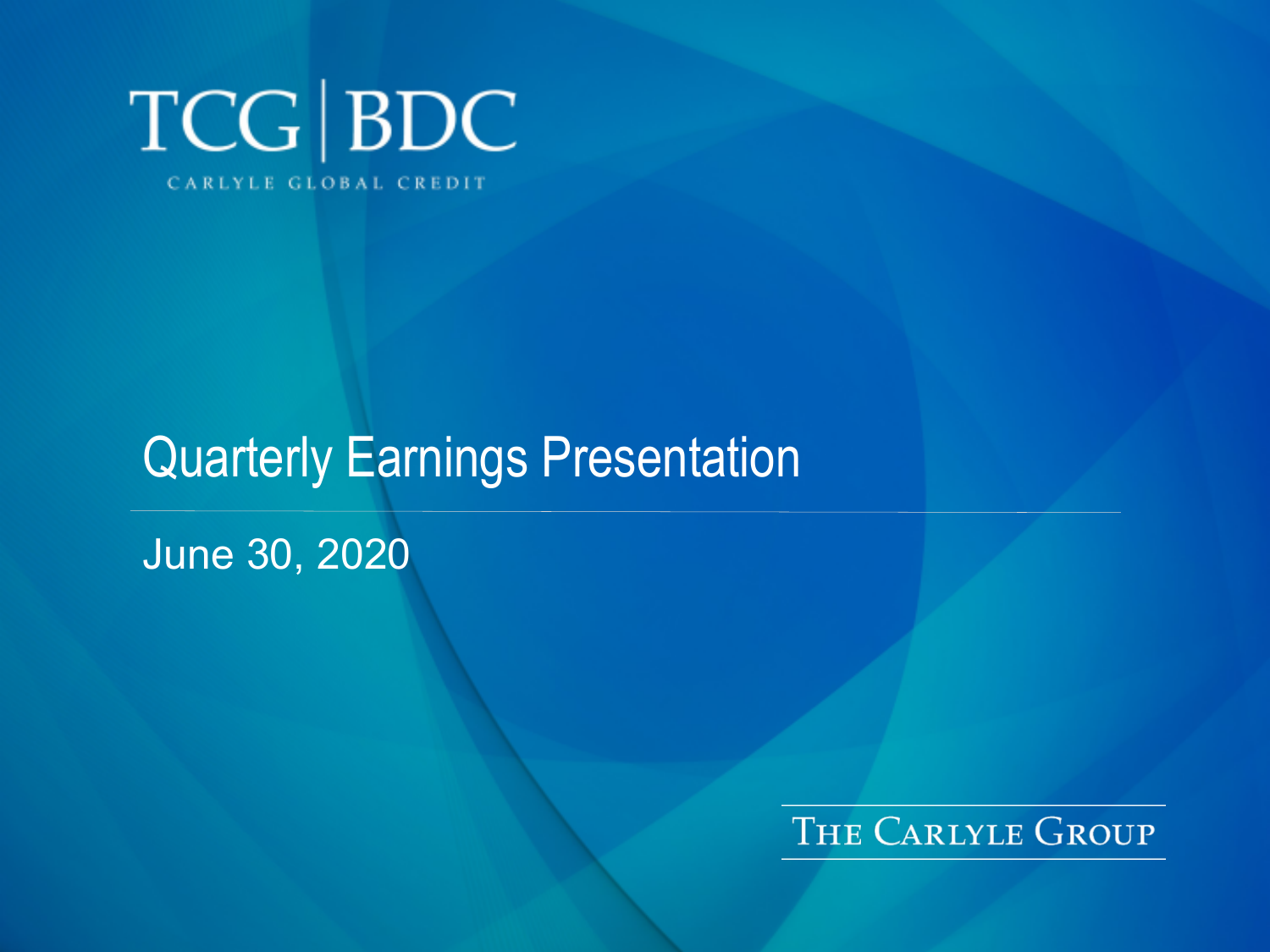# TCG | BDC

CARLYLE GLOBAL CREDIT

## Quarterly Earnings Presentation

June 30, 2020

THE CARLYLE GROUP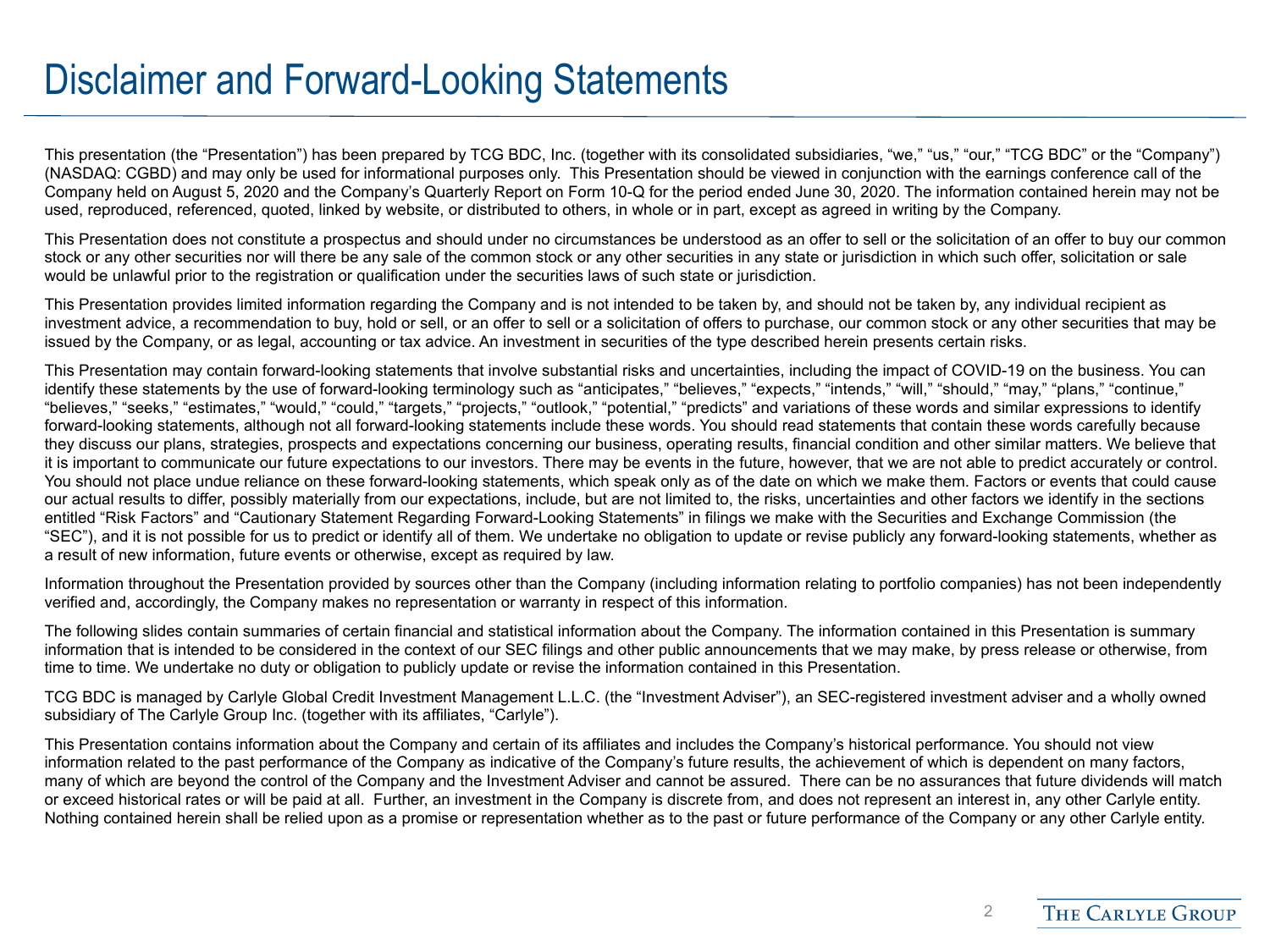# Disclaimer and Forward-Looking Statements

This presentation (the "Presentation") has been prepared by TCG BDC, Inc. (together with its consolidated subsidiaries, "we," "us," "our," "TCG BDC" or the "Company") (NASDAQ: CGBD) and may only be used for informational purposes only. This Presentation should be viewed in conjunction with the earnings conference call of the Company held on August 5, 2020 and the Company's Quarterly Report on Form 10-Q for the period ended June 30, 2020. The information contained herein may not be used, reproduced, referenced, quoted, linked by website, or distributed to others, in whole or in part, except as agreed in writing by the Company.

This Presentation does not constitute a prospectus and should under no circumstances be understood as an offer to sell or the solicitation of an offer to buy our common stock or any other securities nor will there be any sale of the common stock or any other securities in any state or jurisdiction in which such offer, solicitation or sale would be unlawful prior to the registration or qualification under the securities laws of such state or jurisdiction.

This Presentation provides limited information regarding the Company and is not intended to be taken by, and should not be taken by, any individual recipient as investment advice, a recommendation to buy, hold or sell, or an offer to sell or a solicitation of offers to purchase, our common stock or any other securities that may be issued by the Company, or as legal, accounting or tax advice. An investment in securities of the type described herein presents certain risks.

This Presentation may contain forward-looking statements that involve substantial risks and uncertainties, including the impact of COVID-19 on the business. You can identify these statements by the use of forward-looking terminology such as "anticipates," "believes," "expects," "intends," "will," "should," "may," "plans," "continue," "believes," "seeks," "estimates," "would," "could," "targets," "projects," "outlook," "potential," "predicts" and variations of these words and similar expressions to identify forward-looking statements, although not all forward-looking statements include these words. You should read statements that contain these words carefully because they discuss our plans, strategies, prospects and expectations concerning our business, operating results, financial condition and other similar matters. We believe that it is important to communicate our future expectations to our investors. There may be events in the future, however, that we are not able to predict accurately or control. You should not place undue reliance on these forward-looking statements, which speak only as of the date on which we make them. Factors or events that could cause our actual results to differ, possibly materially from our expectations, include, but are not limited to, the risks, uncertainties and other factors we identify in the sections entitled "Risk Factors" and "Cautionary Statement Regarding Forward-Looking Statements" in filings we make with the Securities and Exchange Commission (the "SEC"), and it is not possible for us to predict or identify all of them. We undertake no obligation to update or revise publicly any forward-looking statements, whether as a result of new information, future events or otherwise, except as required by law.

Information throughout the Presentation provided by sources other than the Company (including information relating to portfolio companies) has not been independently verified and, accordingly, the Company makes no representation or warranty in respect of this information.

The following slides contain summaries of certain financial and statistical information about the Company. The information contained in this Presentation is summary information that is intended to be considered in the context of our SEC filings and other public announcements that we may make, by press release or otherwise, from time to time. We undertake no duty or obligation to publicly update or revise the information contained in this Presentation.

TCG BDC is managed by Carlyle Global Credit Investment Management L.L.C. (the "Investment Adviser"), an SEC-registered investment adviser and a wholly owned subsidiary of The Carlyle Group Inc. (together with its affiliates, "Carlyle").

This Presentation contains information about the Company and certain of its affiliates and includes the Company's historical performance. You should not view information related to the past performance of the Company as indicative of the Company's future results, the achievement of which is dependent on many factors, many of which are beyond the control of the Company and the Investment Adviser and cannot be assured. There can be no assurances that future dividends will match or exceed historical rates or will be paid at all. Further, an investment in the Company is discrete from, and does not represent an interest in, any other Carlyle entity. Nothing contained herein shall be relied upon as a promise or representation whether as to the past or future performance of the Company or any other Carlyle entity.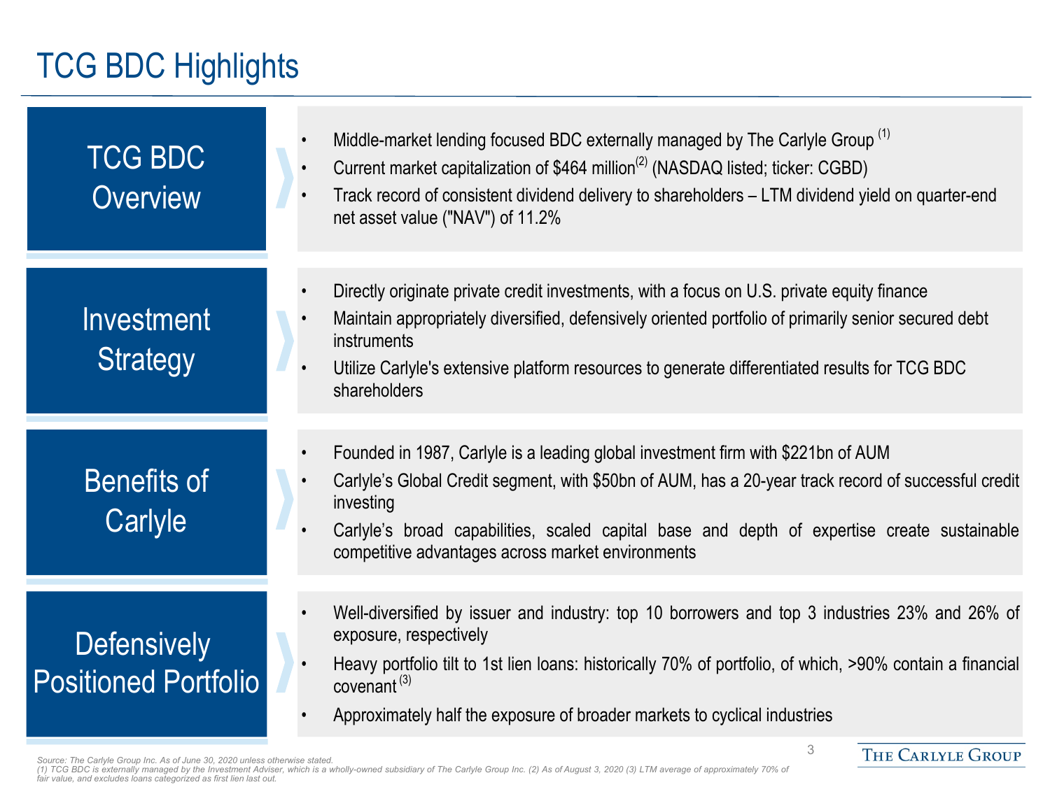# TCG BDC Highlights

## TCG BDC Overview

- Middle-market lending focused BDC externally managed by The Carlyle Group [1]
- Current market capitalization of $464 million[2] (NASDAQ listed; ticker: CGBD)
- Track record of consistent dividend delivery to shareholders – LTM dividend yield on quarter-end net asset value ("NAV") of 11.2%

## Investment Strategy

- Directly originate private credit investments, with a focus on U.S. private equity finance
- Maintain appropriately diversified, defensively oriented portfolio of primarily senior secured debt instruments
- Utilize Carlyle's extensive platform resources to generate differentiated results for TCG BDC shareholders

## Benefits of Carlyle

- Founded in 1987, Carlyle is a leading global investment firm with $221bn of AUM
- Carlyle's Global Credit segment, with $50bn of AUM, has a 20-year track record of successful credit investing
- Carlyle's broad capabilities, scaled capital base and depth of expertise create sustainable competitive advantages across market environments

## Defensively Positioned Portfolio

- Well-diversified by issuer and industry: top 10 borrowers and top 3 industries 23% and 26% of exposure, respectively
- Heavy portfolio tilt to 1st lien loans: historically 70% of portfolio, of which, >90% contain a financial covenant [3]
- Approximately half the exposure of broader markets to cyclical industries

*Source: The Carlyle Group Inc. As of June 30, 2020 unless otherwise stated.*
*(1) TCG BDC is externally managed by the Investment Adviser, which is a wholly-owned subsidiary of The Carlyle Group Inc. (2) As of August 3, 2020 (3) LTM average of approximately 70% of fair value, and excludes loans categorized as first lien last out.*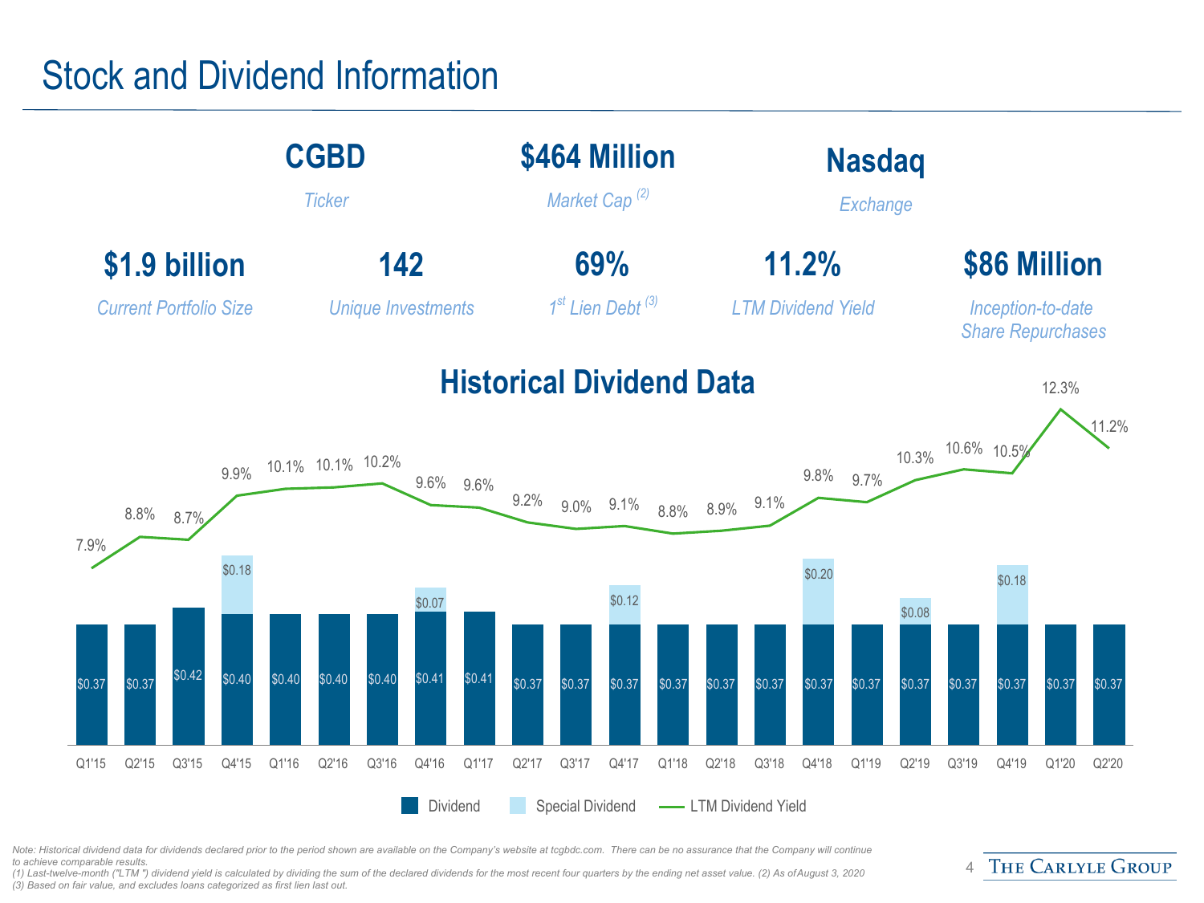# Stock and Dividend Information

| **CGBD** | **$464 Million** | **Nasdaq** |
|---|---|---|
| *Ticker* | *Market Cap [(2)]* | *Exchange* |

| **$1.9 billion** | **142** | **69%** | **11.2%** | **$86 Million** |
|---|---|---|---|---|
| *Current Portfolio Size* | *Unique Investments* | *1st Lien Debt [(3)]* | *LTM Dividend Yield* | *Inception-to-date Share Repurchases* |

## Historical Dividend Data

| Quarter | Dividend | Special Dividend | LTM Dividend Yield |
|---|---|---|---|
| Q1'15 | $0.37 | | 7.9% |
| Q2'15 | $0.37 | | 8.8% |
| Q3'15 | $0.42 | | 8.7% |
| Q4'15 | $0.40 | $0.18 | 9.9% |
| Q1'16 | $0.40 | | 10.1% |
| Q2'16 | $0.40 | | 10.1% |
| Q3'16 | $0.40 | | 10.2% |
| Q4'16 | $0.41 | $0.07 | 9.6% |
| Q1'17 | $0.41 | | 9.6% |
| Q2'17 | $0.37 | | 9.2% |
| Q3'17 | $0.37 | | 9.0% |
| Q4'17 | $0.37 | $0.12 | 9.1% |
| Q1'18 | $0.37 | | 8.8% |
| Q2'18 | $0.37 | | 8.9% |
| Q3'18 | $0.37 | | 9.1% |
| Q4'18 | $0.37 | $0.20 | 9.8% |
| Q1'19 | $0.37 | | 9.7% |
| Q2'19 | $0.37 | $0.08 | 10.3% |
| Q3'19 | $0.37 | | 10.6% |
| Q4'19 | $0.37 | $0.18 | 10.5% |
| Q1'20 | $0.37 | | 12.3% |
| Q2'20 | $0.37 | | 11.2% |

*Note: Historical dividend data for dividends declared prior to the period shown are available on the Company's website at tcgbdc.com. There can be no assurance that the Company will continue to achieve comparable results.*
*(1) Last-twelve-month ("LTM ") dividend yield is calculated by dividing the sum of the declared dividends for the most recent four quarters by the ending net asset value. (2) As of August 3, 2020*
*(3) Based on fair value, and excludes loans categorized as first lien last out.*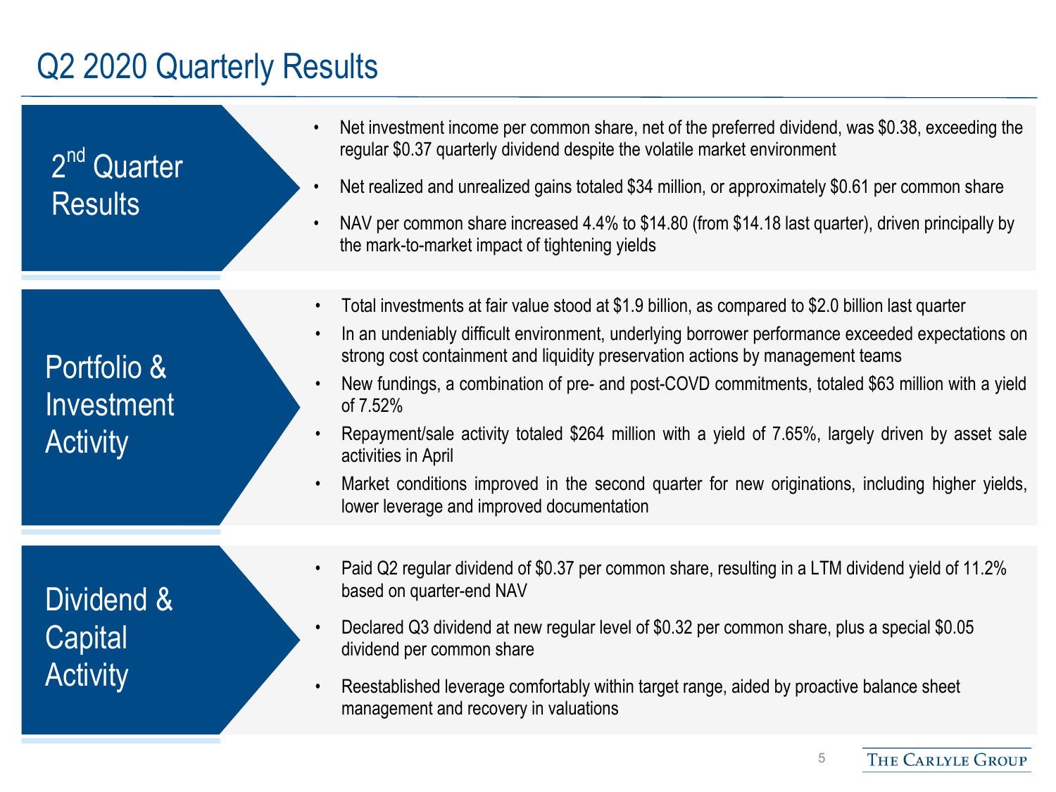# Q2 2020 Quarterly Results

## 2nd Quarter Results

- Net investment income per common share, net of the preferred dividend, was $0.38, exceeding the regular $0.37 quarterly dividend despite the volatile market environment
- Net realized and unrealized gains totaled $34 million, or approximately $0.61 per common share
- NAV per common share increased 4.4% to $14.80 (from $14.18 last quarter), driven principally by the mark-to-market impact of tightening yields

## Portfolio & Investment Activity

- Total investments at fair value stood at $1.9 billion, as compared to $2.0 billion last quarter
- In an undeniably difficult environment, underlying borrower performance exceeded expectations on strong cost containment and liquidity preservation actions by management teams
- New fundings, a combination of pre- and post-COVD commitments, totaled $63 million with a yield of 7.52%
- Repayment/sale activity totaled $264 million with a yield of 7.65%, largely driven by asset sale activities in April
- Market conditions improved in the second quarter for new originations, including higher yields, lower leverage and improved documentation

## Dividend & Capital Activity

- Paid Q2 regular dividend of $0.37 per common share, resulting in a LTM dividend yield of 11.2% based on quarter-end NAV
- Declared Q3 dividend at new regular level of $0.32 per common share, plus a special $0.05 dividend per common share
- Reestablished leverage comfortably within target range, aided by proactive balance sheet management and recovery in valuations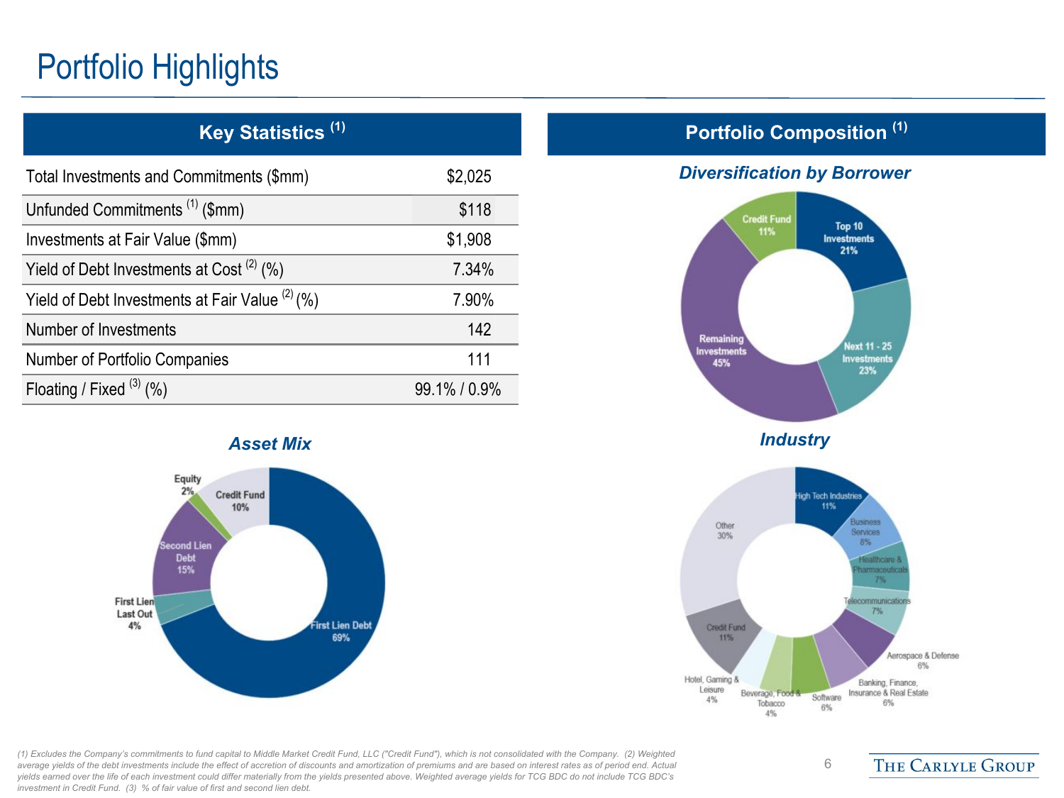# Portfolio Highlights

## Key Statistics [1]

| Metric | Value |
|---|---|
| Total Investments and Commitments ($mm) | $2,025 |
| Unfunded Commitments [1] ($mm) | $118 |
| Investments at Fair Value ($mm) | $1,908 |
| Yield of Debt Investments at Cost [2] (%) | 7.34% |
| Yield of Debt Investments at Fair Value [2] (%) | 7.90% |
| Number of Investments | 142 |
| Number of Portfolio Companies | 111 |
| Floating / Fixed [3] (%) | 99.1% / 0.9% |

### Asset Mix

| Asset Type | % |
|---|---|
| First Lien Debt | 69% |
| First Lien Last Out | 4% |
| Second Lien Debt | 15% |
| Equity | 2% |
| Credit Fund | 10% |

## Portfolio Composition [1]

### Diversification by Borrower

| Category | % |
|---|---|
| Top 10 Investments | 21% |
| Next 11 - 25 Investments | 23% |
| Remaining Investments | 45% |
| Credit Fund | 11% |

### Industry

| Industry | % |
|---|---|
| High Tech Industries | 11% |
| Business Services | 8% |
| Healthcare & Pharmaceuticals | 7% |
| Telecommunications | 7% |
| Aerospace & Defense | 6% |
| Banking, Finance, Insurance & Real Estate | 6% |
| Software | 6% |
| Beverage, Food & Tobacco | 4% |
| Hotel, Gaming & Leisure | 4% |
| Credit Fund | 11% |
| Other | 30% |

*(1) Excludes the Company's commitments to fund capital to Middle Market Credit Fund, LLC ("Credit Fund"), which is not consolidated with the Company. (2) Weighted average yields of the debt investments include the effect of accretion of discounts and amortization of premiums and are based on interest rates as of period end. Actual yields earned over the life of each investment could differ materially from the yields presented above. Weighted average yields for TCG BDC do not include TCG BDC's investment in Credit Fund. (3) % of fair value of first and second lien debt.*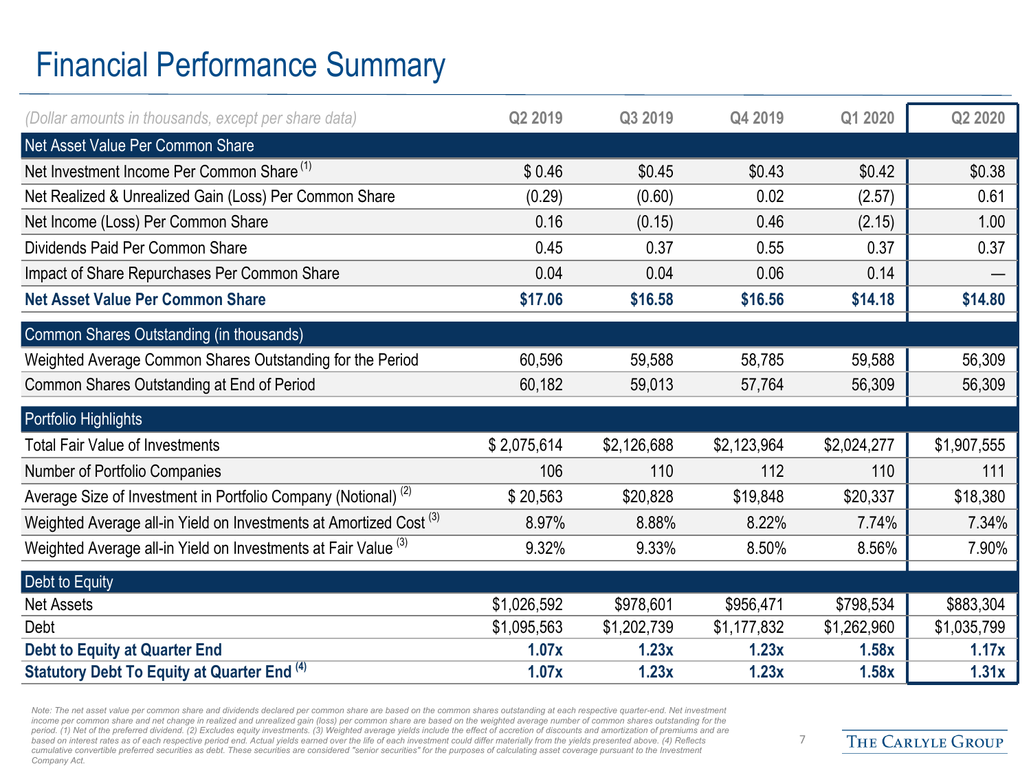# Financial Performance Summary

| (Dollar amounts in thousands, except per share data) | Q2 2019 | Q3 2019 | Q4 2019 | Q1 2020 | Q2 2020 |
|---|---|---|---|---|---|
| **Net Asset Value Per Common Share** | | | | | |
| Net Investment Income Per Common Share [1] | $ 0.46 | $0.45 | $0.43 | $0.42 | $0.38 |
| Net Realized & Unrealized Gain (Loss) Per Common Share | (0.29) | (0.60) | 0.02 | (2.57) | 0.61 |
| Net Income (Loss) Per Common Share | 0.16 | (0.15) | 0.46 | (2.15) | 1.00 |
| Dividends Paid Per Common Share | 0.45 | 0.37 | 0.55 | 0.37 | 0.37 |
| Impact of Share Repurchases Per Common Share | 0.04 | 0.04 | 0.06 | 0.14 | — |
| **Net Asset Value Per Common Share** | **$17.06** | **$16.58** | **$16.56** | **$14.18** | **$14.80** |
| **Common Shares Outstanding (in thousands)** | | | | | |
| Weighted Average Common Shares Outstanding for the Period | 60,596 | 59,588 | 58,785 | 59,588 | 56,309 |
| Common Shares Outstanding at End of Period | 60,182 | 59,013 | 57,764 | 56,309 | 56,309 |
| **Portfolio Highlights** | | | | | |
| Total Fair Value of Investments | $ 2,075,614 | $2,126,688 | $2,123,964 | $2,024,277 | $1,907,555 |
| Number of Portfolio Companies | 106 | 110 | 112 | 110 | 111 |
| Average Size of Investment in Portfolio Company (Notional) [2] | $ 20,563 | $20,828 | $19,848 | $20,337 | $18,380 |
| Weighted Average all-in Yield on Investments at Amortized Cost [3] | 8.97% | 8.88% | 8.22% | 7.74% | 7.34% |
| Weighted Average all-in Yield on Investments at Fair Value [3] | 9.32% | 9.33% | 8.50% | 8.56% | 7.90% |
| **Debt to Equity** | | | | | |
| Net Assets | $1,026,592 | $978,601 | $956,471 | $798,534 | $883,304 |
| Debt | $1,095,563 | $1,202,739 | $1,177,832 | $1,262,960 | $1,035,799 |
| **Debt to Equity at Quarter End** | **1.07x** | **1.23x** | **1.23x** | **1.58x** | **1.17x** |
| **Statutory Debt To Equity at Quarter End [4]** | **1.07x** | **1.23x** | **1.23x** | **1.58x** | **1.31x** |

*Note: The net asset value per common share and dividends declared per common share are based on the common shares outstanding at each respective quarter-end. Net investment income per common share and net change in realized and unrealized gain (loss) per common share are based on the weighted average number of common shares outstanding for the period. (1) Net of the preferred dividend. (2) Excludes equity investments. (3) Weighted average yields include the effect of accretion of discounts and amortization of premiums and are based on interest rates as of each respective period end. Actual yields earned over the life of each investment could differ materially from the yields presented above. (4) Reflects cumulative convertible preferred securities as debt. These securities are considered "senior securities" for the purposes of calculating asset coverage pursuant to the Investment Company Act.*

THE CARLYLE GROUP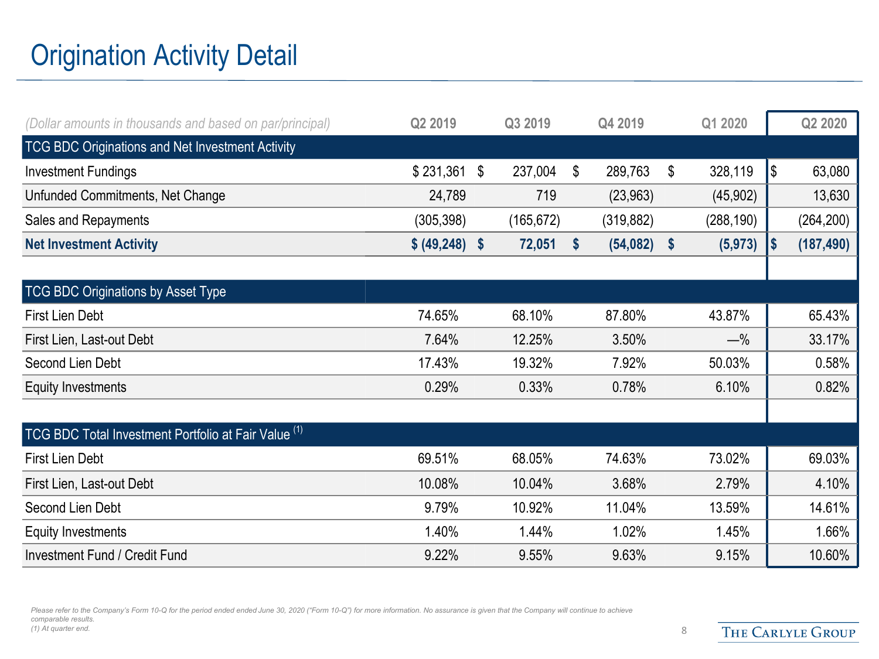# Origination Activity Detail

| *(Dollar amounts in thousands and based on par/principal)* | Q2 2019 | Q3 2019 | Q4 2019 | Q1 2020 | Q2 2020 |
|---|---|---|---|---|---|
| **TCG BDC Originations and Net Investment Activity** | | | | | |
| Investment Fundings | $ 231,361 | $ 237,004 | $ 289,763 | $ 328,119 | $ 63,080 |
| Unfunded Commitments, Net Change | 24,789 | 719 | (23,963) | (45,902) | 13,630 |
| Sales and Repayments | (305,398) | (165,672) | (319,882) | (288,190) | (264,200) |
| **Net Investment Activity** | **$ (49,248)** | **$ 72,051** | **$ (54,082)** | **$ (5,973)** | **$ (187,490)** |
| **TCG BDC Originations by Asset Type** | | | | | |
| First Lien Debt | 74.65% | 68.10% | 87.80% | 43.87% | 65.43% |
| First Lien, Last-out Debt | 7.64% | 12.25% | 3.50% | —% | 33.17% |
| Second Lien Debt | 17.43% | 19.32% | 7.92% | 50.03% | 0.58% |
| Equity Investments | 0.29% | 0.33% | 0.78% | 6.10% | 0.82% |
| **TCG BDC Total Investment Portfolio at Fair Value [(1)]** | | | | | |
| First Lien Debt | 69.51% | 68.05% | 74.63% | 73.02% | 69.03% |
| First Lien, Last-out Debt | 10.08% | 10.04% | 3.68% | 2.79% | 4.10% |
| Second Lien Debt | 9.79% | 10.92% | 11.04% | 13.59% | 14.61% |
| Equity Investments | 1.40% | 1.44% | 1.02% | 1.45% | 1.66% |
| Investment Fund / Credit Fund | 9.22% | 9.55% | 9.63% | 9.15% | 10.60% |

*Please refer to the Company's Form 10-Q for the period ended ended June 30, 2020 ("Form 10-Q") for more information. No assurance is given that the Company will continue to achieve comparable results.*

*(1) At quarter end.*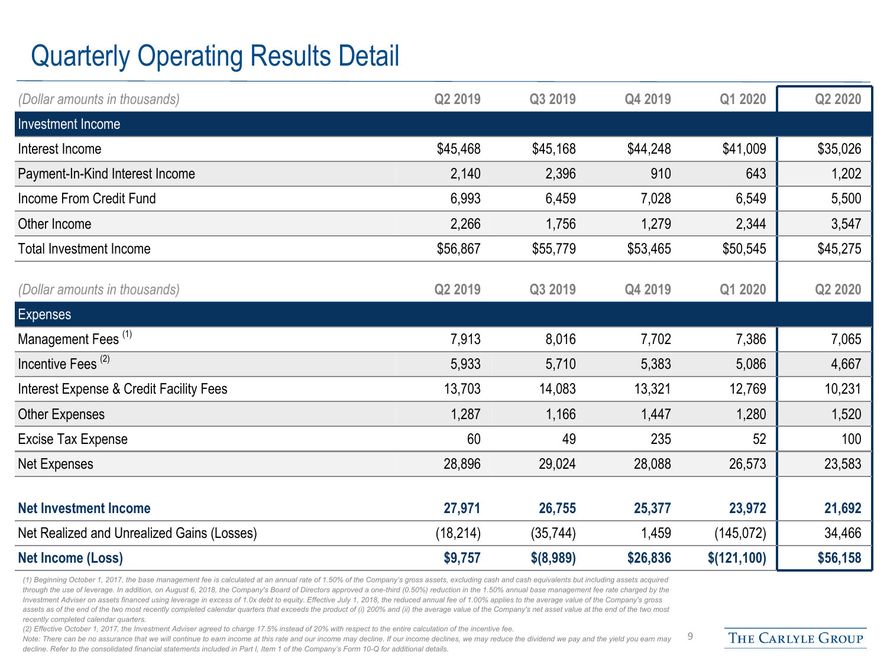# Quarterly Operating Results Detail

| *(Dollar amounts in thousands)* | Q2 2019 | Q3 2019 | Q4 2019 | Q1 2020 | Q2 2020 |
|---|---|---|---|---|---|
| **Investment Income** | | | | | |
| Interest Income | $45,468 | $45,168 | $44,248 | $41,009 | $35,026 |
| Payment-In-Kind Interest Income | 2,140 | 2,396 | 910 | 643 | 1,202 |
| Income From Credit Fund | 6,993 | 6,459 | 7,028 | 6,549 | 5,500 |
| Other Income | 2,266 | 1,756 | 1,279 | 2,344 | 3,547 |
| Total Investment Income | $56,867 | $55,779 | $53,465 | $50,545 | $45,275 |

| *(Dollar amounts in thousands)* | Q2 2019 | Q3 2019 | Q4 2019 | Q1 2020 | Q2 2020 |
|---|---|---|---|---|---|
| **Expenses** | | | | | |
| Management Fees (1) | 7,913 | 8,016 | 7,702 | 7,386 | 7,065 |
| Incentive Fees (2) | 5,933 | 5,710 | 5,383 | 5,086 | 4,667 |
| Interest Expense & Credit Facility Fees | 13,703 | 14,083 | 13,321 | 12,769 | 10,231 |
| Other Expenses | 1,287 | 1,166 | 1,447 | 1,280 | 1,520 |
| Excise Tax Expense | 60 | 49 | 235 | 52 | 100 |
| Net Expenses | 28,896 | 29,024 | 28,088 | 26,573 | 23,583 |
| | | | | | |
| **Net Investment Income** | **27,971** | **26,755** | **25,377** | **23,972** | **21,692** |
| Net Realized and Unrealized Gains (Losses) | (18,214) | (35,744) | 1,459 | (145,072) | 34,466 |
| **Net Income (Loss)** | **$9,757** | **$(8,989)** | **$26,836** | **$(121,100)** | **$56,158** |

*(1) Beginning October 1, 2017, the base management fee is calculated at an annual rate of 1.50% of the Company's gross assets, excluding cash and cash equivalents but including assets acquired through the use of leverage. In addition, on August 6, 2018, the Company's Board of Directors approved a one-third (0.50%) reduction in the 1.50% annual base management fee rate charged by the Investment Adviser on assets financed using leverage in excess of 1.0x debt to equity. Effective July 1, 2018, the reduced annual fee of 1.00% applies to the average value of the Company's gross assets as of the end of the two most recently completed calendar quarters that exceeds the product of (i) 200% and (ii) the average value of the Company's net asset value at the end of the two most recently completed calendar quarters.*

*(2) Effective October 1, 2017, the Investment Adviser agreed to charge 17.5% instead of 20% with respect to the entire calculation of the incentive fee.*

*Note: There can be no assurance that we will continue to earn income at this rate and our income may decline. If our income declines, we may reduce the dividend we pay and the yield you earn may decline. Refer to the consolidated financial statements included in Part I, Item 1 of the Company's Form 10-Q for additional details.*

THE CARLYLE GROUP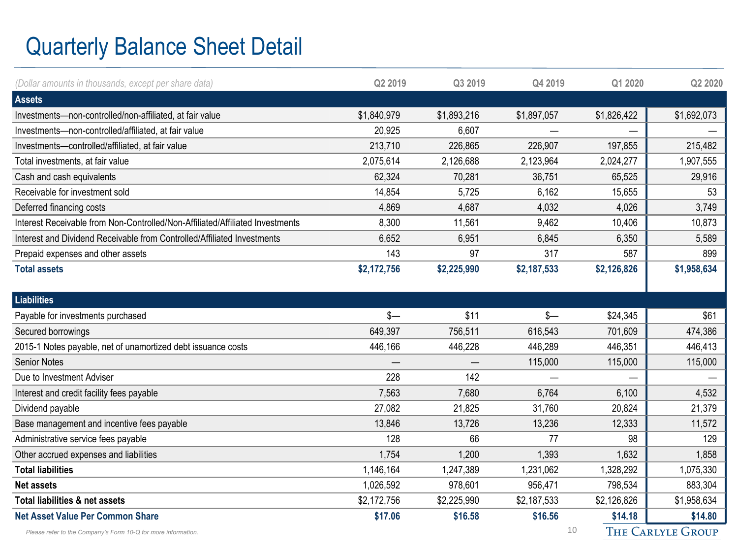# Quarterly Balance Sheet Detail

| *(Dollar amounts in thousands, except per share data)* | Q2 2019 | Q3 2019 | Q4 2019 | Q1 2020 | Q2 2020 |
|---|---|---|---|---|---|
| **Assets** | | | | | |
| Investments—non-controlled/non-affiliated, at fair value | $1,840,979 | $1,893,216 | $1,897,057 | $1,826,422 | $1,692,073 |
| Investments—non-controlled/affiliated, at fair value | 20,925 | 6,607 | — | — | — |
| Investments—controlled/affiliated, at fair value | 213,710 | 226,865 | 226,907 | 197,855 | 215,482 |
| Total investments, at fair value | 2,075,614 | 2,126,688 | 2,123,964 | 2,024,277 | 1,907,555 |
| Cash and cash equivalents | 62,324 | 70,281 | 36,751 | 65,525 | 29,916 |
| Receivable for investment sold | 14,854 | 5,725 | 6,162 | 15,655 | 53 |
| Deferred financing costs | 4,869 | 4,687 | 4,032 | 4,026 | 3,749 |
| Interest Receivable from Non-Controlled/Non-Affiliated/Affiliated Investments | 8,300 | 11,561 | 9,462 | 10,406 | 10,873 |
| Interest and Dividend Receivable from Controlled/Affiliated Investments | 6,652 | 6,951 | 6,845 | 6,350 | 5,589 |
| Prepaid expenses and other assets | 143 | 97 | 317 | 587 | 899 |
| **Total assets** | **$2,172,756** | **$2,225,990** | **$2,187,533** | **$2,126,826** | **$1,958,634** |
| **Liabilities** | | | | | |
| Payable for investments purchased | $— | $11 | $— | $24,345 | $61 |
| Secured borrowings | 649,397 | 756,511 | 616,543 | 701,609 | 474,386 |
| 2015-1 Notes payable, net of unamortized debt issuance costs | 446,166 | 446,228 | 446,289 | 446,351 | 446,413 |
| Senior Notes | — | — | 115,000 | 115,000 | 115,000 |
| Due to Investment Adviser | 228 | 142 | — | — | — |
| Interest and credit facility fees payable | 7,563 | 7,680 | 6,764 | 6,100 | 4,532 |
| Dividend payable | 27,082 | 21,825 | 31,760 | 20,824 | 21,379 |
| Base management and incentive fees payable | 13,846 | 13,726 | 13,236 | 12,333 | 11,572 |
| Administrative service fees payable | 128 | 66 | 77 | 98 | 129 |
| Other accrued expenses and liabilities | 1,754 | 1,200 | 1,393 | 1,632 | 1,858 |
| **Total liabilities** | 1,146,164 | 1,247,389 | 1,231,062 | 1,328,292 | 1,075,330 |
| **Net assets** | 1,026,592 | 978,601 | 956,471 | 798,534 | 883,304 |
| **Total liabilities & net assets** | $2,172,756 | $2,225,990 | $2,187,533 | $2,126,826 | $1,958,634 |
| **Net Asset Value Per Common Share** | **$17.06** | **$16.58** | **$16.56** | **$14.18** | **$14.80** |

*Please refer to the Company's Form 10-Q for more information.*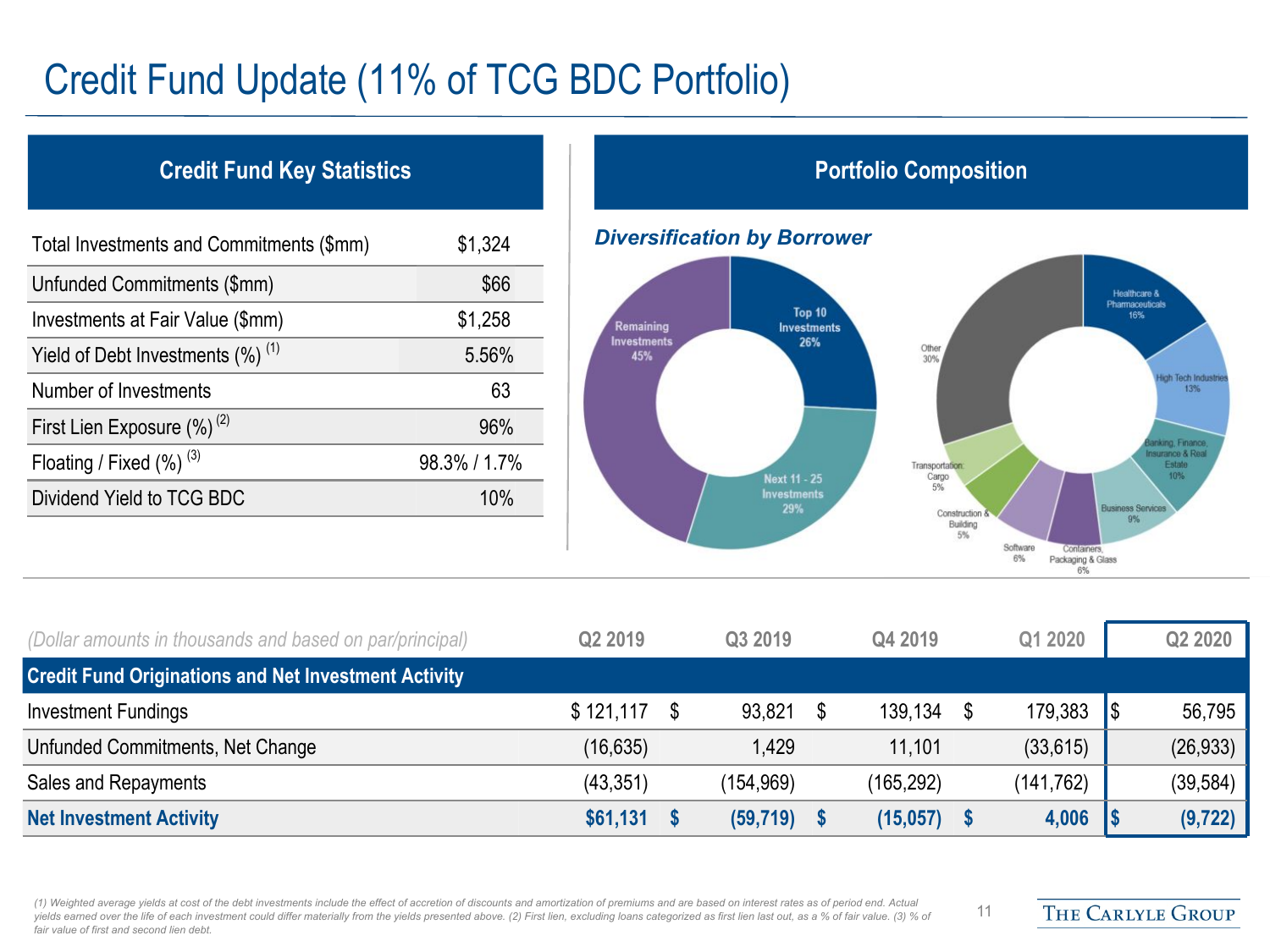# Credit Fund Update (11% of TCG BDC Portfolio)

## Credit Fund Key Statistics

| | |
|---|---|
| Total Investments and Commitments ($mm) | $1,324 |
| Unfunded Commitments ($mm) | $66 |
| Investments at Fair Value ($mm) | $1,258 |
| Yield of Debt Investments (%) (1) | 5.56% |
| Number of Investments | 63 |
| First Lien Exposure (%) (2) | 96% |
| Floating / Fixed (%) (3) | 98.3% / 1.7% |
| Dividend Yield to TCG BDC | 10% |

## Portfolio Composition

### *Diversification by Borrower*

- Top 10 Investments 26%
- Next 11 - 25 Investments 29%
- Remaining Investments 45%

- Healthcare & Pharmaceuticals 16%
- High Tech Industries 13%
- Banking, Finance, Insurance & Real Estate 10%
- Business Services 9%
- Containers, Packaging & Glass 6%
- Software 6%
- Construction & Building 5%
- Transportation: Cargo 5%
- Other 30%

| *(Dollar amounts in thousands and based on par/principal)* | Q2 2019 | Q3 2019 | Q4 2019 | Q1 2020 | Q2 2020 |
|---|---|---|---|---|---|
| **Credit Fund Originations and Net Investment Activity** | | | | | |
| Investment Fundings | $ 121,117 | $ 93,821 | $ 139,134 | $ 179,383 | $ 56,795 |
| Unfunded Commitments, Net Change | (16,635) | 1,429 | 11,101 | (33,615) | (26,933) |
| Sales and Repayments | (43,351) | (154,969) | (165,292) | (141,762) | (39,584) |
| **Net Investment Activity** | **$61,131** | **$ (59,719)** | **$ (15,057)** | **$ 4,006** | **$ (9,722)** |

*(1) Weighted average yields at cost of the debt investments include the effect of accretion of discounts and amortization of premiums and are based on interest rates as of period end. Actual yields earned over the life of each investment could differ materially from the yields presented above. (2) First lien, excluding loans categorized as first lien last out, as a % of fair value. (3) % of fair value of first and second lien debt.*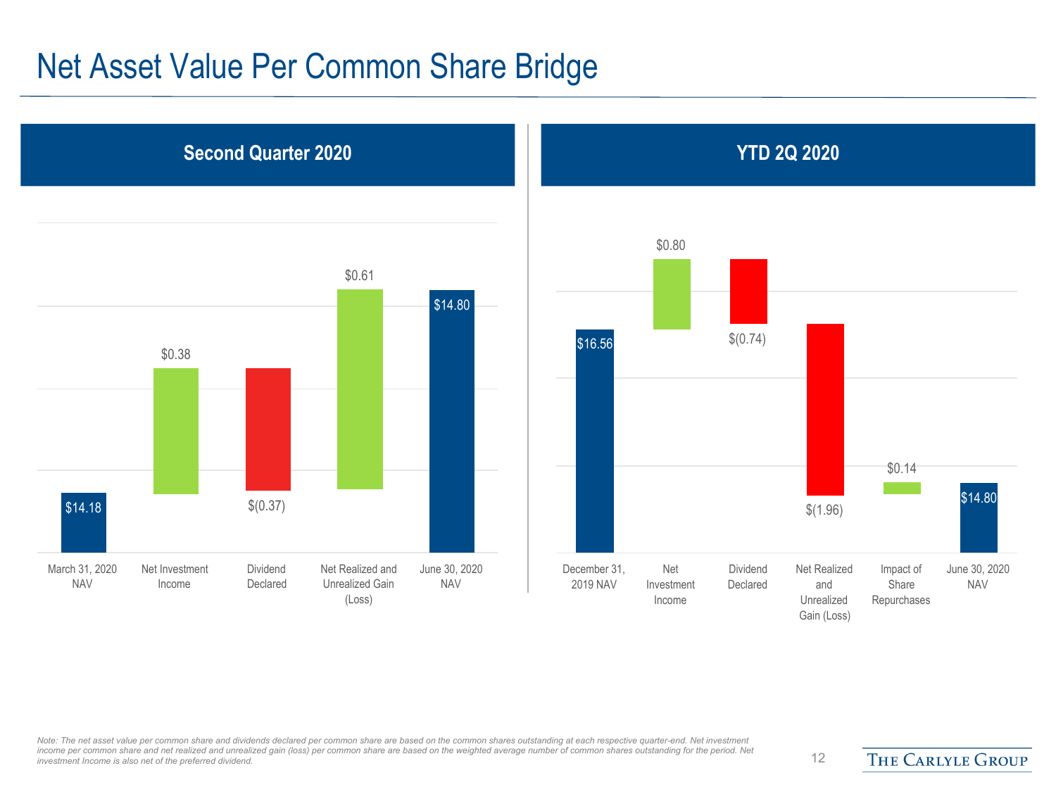# Net Asset Value Per Common Share Bridge

## Second Quarter 2020

| March 31, 2020 NAV | Net Investment Income | Dividend Declared | Net Realized and Unrealized Gain (Loss) | June 30, 2020 NAV |
| --- | --- | --- | --- | --- |
| $14.18 | $0.38 | $(0.37) | $0.61 | $14.80 |

## YTD 2Q 2020

| December 31, 2019 NAV | Net Investment Income | Dividend Declared | Net Realized and Unrealized Gain (Loss) | Impact of Share Repurchases | June 30, 2020 NAV |
| --- | --- | --- | --- | --- | --- |
| $16.56 | $0.80 | $(0.74) | $(1.96) | $0.14 | $14.80 |

*Note: The net asset value per common share and dividends declared per common share are based on the common shares outstanding at each respective quarter-end. Net investment income per common share and net realized and unrealized gain (loss) per common share are based on the weighted average number of common shares outstanding for the period. Net investment Income is also net of the preferred dividend.*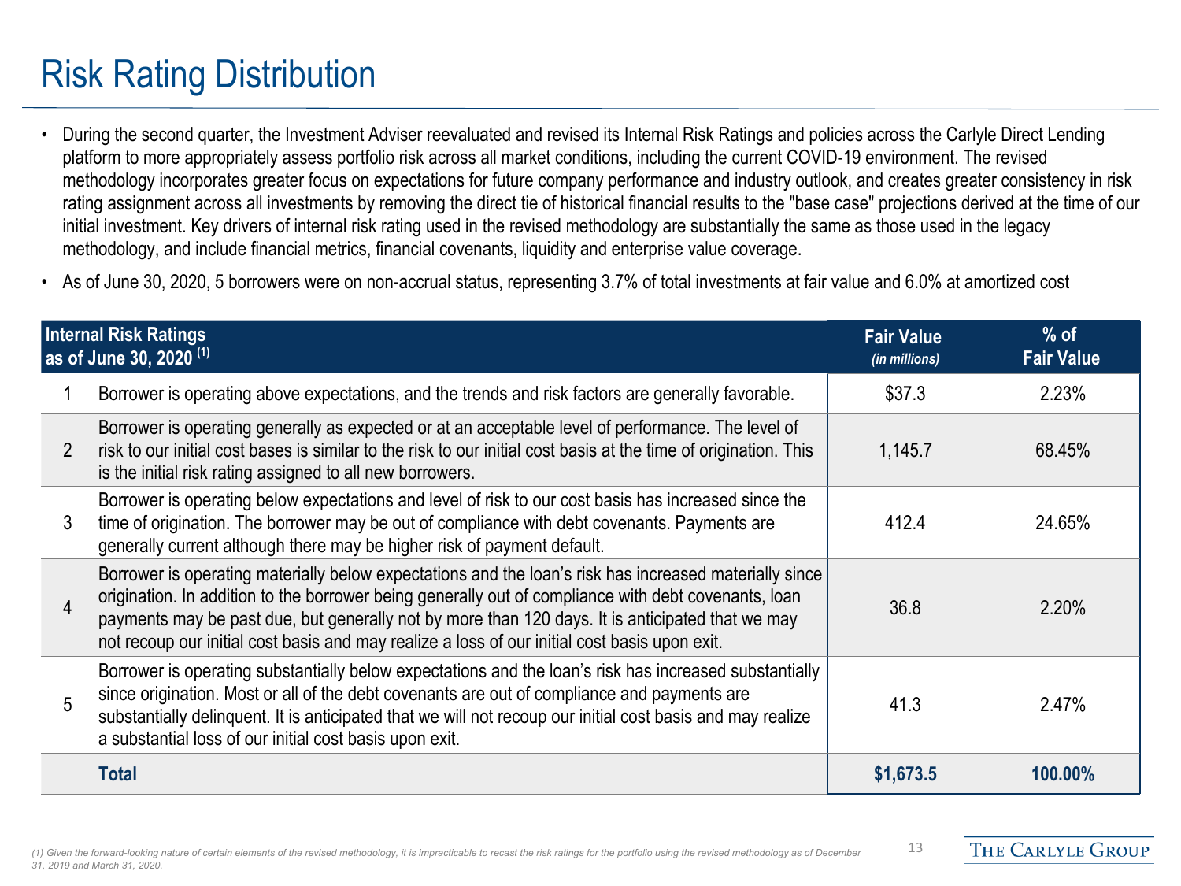# Risk Rating Distribution

- During the second quarter, the Investment Adviser reevaluated and revised its Internal Risk Ratings and policies across the Carlyle Direct Lending platform to more appropriately assess portfolio risk across all market conditions, including the current COVID-19 environment. The revised methodology incorporates greater focus on expectations for future company performance and industry outlook, and creates greater consistency in risk rating assignment across all investments by removing the direct tie of historical financial results to the "base case" projections derived at the time of our initial investment. Key drivers of internal risk rating used in the revised methodology are substantially the same as those used in the legacy methodology, and include financial metrics, financial covenants, liquidity and enterprise value coverage.
- As of June 30, 2020, 5 borrowers were on non-accrual status, representing 3.7% of total investments at fair value and 6.0% at amortized cost

| Internal Risk Ratings as of June 30, 2020 (1) | | Fair Value *(in millions)* | % of Fair Value |
|---|---|---|---|
| 1 | Borrower is operating above expectations, and the trends and risk factors are generally favorable. | $37.3 | 2.23% |
| 2 | Borrower is operating generally as expected or at an acceptable level of performance. The level of risk to our initial cost bases is similar to the risk to our initial cost basis at the time of origination. This is the initial risk rating assigned to all new borrowers. | 1,145.7 | 68.45% |
| 3 | Borrower is operating below expectations and level of risk to our cost basis has increased since the time of origination. The borrower may be out of compliance with debt covenants. Payments are generally current although there may be higher risk of payment default. | 412.4 | 24.65% |
| 4 | Borrower is operating materially below expectations and the loan's risk has increased materially since origination. In addition to the borrower being generally out of compliance with debt covenants, loan payments may be past due, but generally not by more than 120 days. It is anticipated that we may not recoup our initial cost basis and may realize a loss of our initial cost basis upon exit. | 36.8 | 2.20% |
| 5 | Borrower is operating substantially below expectations and the loan's risk has increased substantially since origination. Most or all of the debt covenants are out of compliance and payments are substantially delinquent. It is anticipated that we will not recoup our initial cost basis and may realize a substantial loss of our initial cost basis upon exit. | 41.3 | 2.47% |
| | **Total** | **$1,673.5** | **100.00%** |

*(1) Given the forward-looking nature of certain elements of the revised methodology, it is impracticable to recast the risk ratings for the portfolio using the revised methodology as of December 31, 2019 and March 31, 2020.*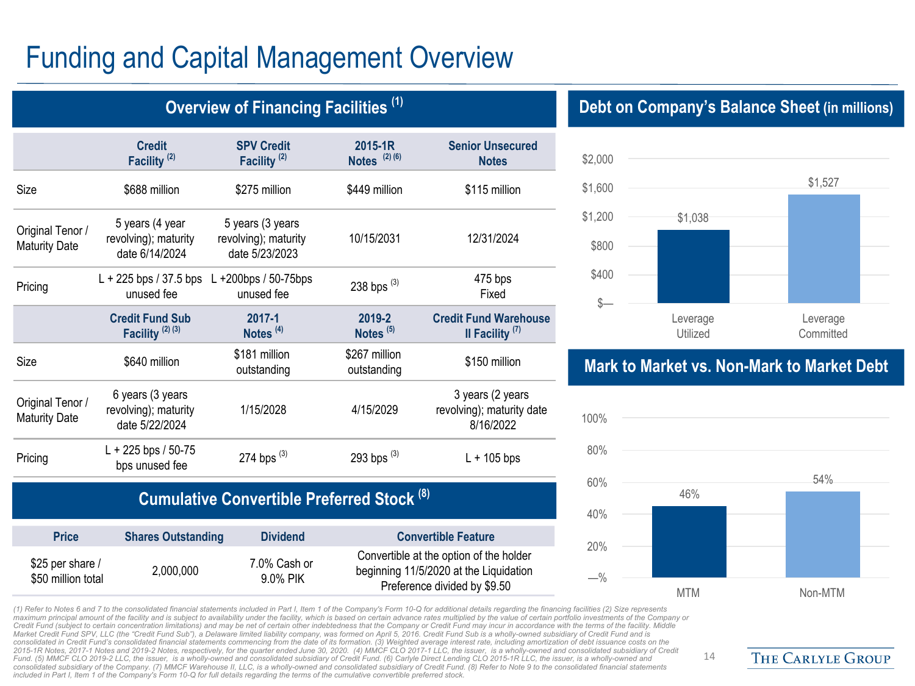# Funding and Capital Management Overview

## Overview of Financing Facilities [1]

| | Credit Facility [2] | SPV Credit Facility [2] | 2015-1R Notes [2] [6] | Senior Unsecured Notes |
|---|---|---|---|---|
| Size | $688 million | $275 million | $449 million | $115 million |
| Original Tenor / Maturity Date | 5 years (4 year revolving); maturity date 6/14/2024 | 5 years (3 years revolving); maturity date 5/23/2023 | 10/15/2031 | 12/31/2024 |
| Pricing | L + 225 bps / 37.5 bps unused fee | L +200bps / 50-75bps unused fee | 238 bps [3] | 475 bps Fixed |
| | **Credit Fund Sub Facility [2] [3]** | **2017-1 Notes [4]** | **2019-2 Notes [5]** | **Credit Fund Warehouse II Facility [7]** |
| Size | $640 million | $181 million outstanding | $267 million outstanding | $150 million |
| Original Tenor / Maturity Date | 6 years (3 years revolving); maturity date 5/22/2024 | 1/15/2028 | 4/15/2029 | 3 years (2 years revolving); maturity date 8/16/2022 |
| Pricing | L + 225 bps / 50-75 bps unused fee | 274 bps [3] | 293 bps [3] | L + 105 bps |

## Cumulative Convertible Preferred Stock [8]

| Price | Shares Outstanding | Dividend | Convertible Feature |
|---|---|---|---|
| $25 per share / $50 million total | 2,000,000 | 7.0% Cash or 9.0% PIK | Convertible at the option of the holder beginning 11/5/2020 at the Liquidation Preference divided by $9.50 |

## Debt on Company's Balance Sheet (in millions)

$2,000
$1,600
$1,200
$800
$400
$—

$1,038
Leverage Utilized

$1,527
Leverage Committed

## Mark to Market vs. Non-Mark to Market Debt

100%
80%
60%
40%
20%
—%

46%
MTM

54%
Non-MTM

*(1) Refer to Notes 6 and 7 to the consolidated financial statements included in Part I, Item 1 of the Company's Form 10-Q for additional details regarding the financing facilities (2) Size represents maximum principal amount of the facility and is subject to availability under the facility, which is based on certain advance rates multiplied by the value of certain portfolio investments of the Company or Credit Fund (subject to certain concentration limitations) and may be net of certain other indebtedness that the Company or Credit Fund may incur in accordance with the terms of the facility. Middle Market Credit Fund SPV, LLC (the "Credit Fund Sub"), a Delaware limited liability company, was formed on April 5, 2016. Credit Fund Sub is a wholly-owned subsidiary of Credit Fund and is consolidated in Credit Fund's consolidated financial statements commencing from the date of its formation. (3) Weighted average interest rate, including amortization of debt issuance costs on the 2015-1R Notes, 2017-1 Notes and 2019-2 Notes, respectively, for the quarter ended June 30, 2020. (4) MMCF CLO 2017-1 LLC, the issuer, is a wholly-owned and consolidated subsidiary of Credit Fund. (5) MMCF CLO 2019-2 LLC, the issuer, is a wholly-owned and consolidated subsidiary of Credit Fund. (6) Carlyle Direct Lending CLO 2015-1R LLC, the issuer, is a wholly-owned and consolidated subsidiary of the Company. (7) MMCF Warehouse II, LLC, is a wholly-owned and consolidated subsidiary of Credit Fund. (8) Refer to Note 9 to the consolidated financial statements included in Part I, Item 1 of the Company's Form 10-Q for full details regarding the terms of the cumulative convertible preferred stock.*